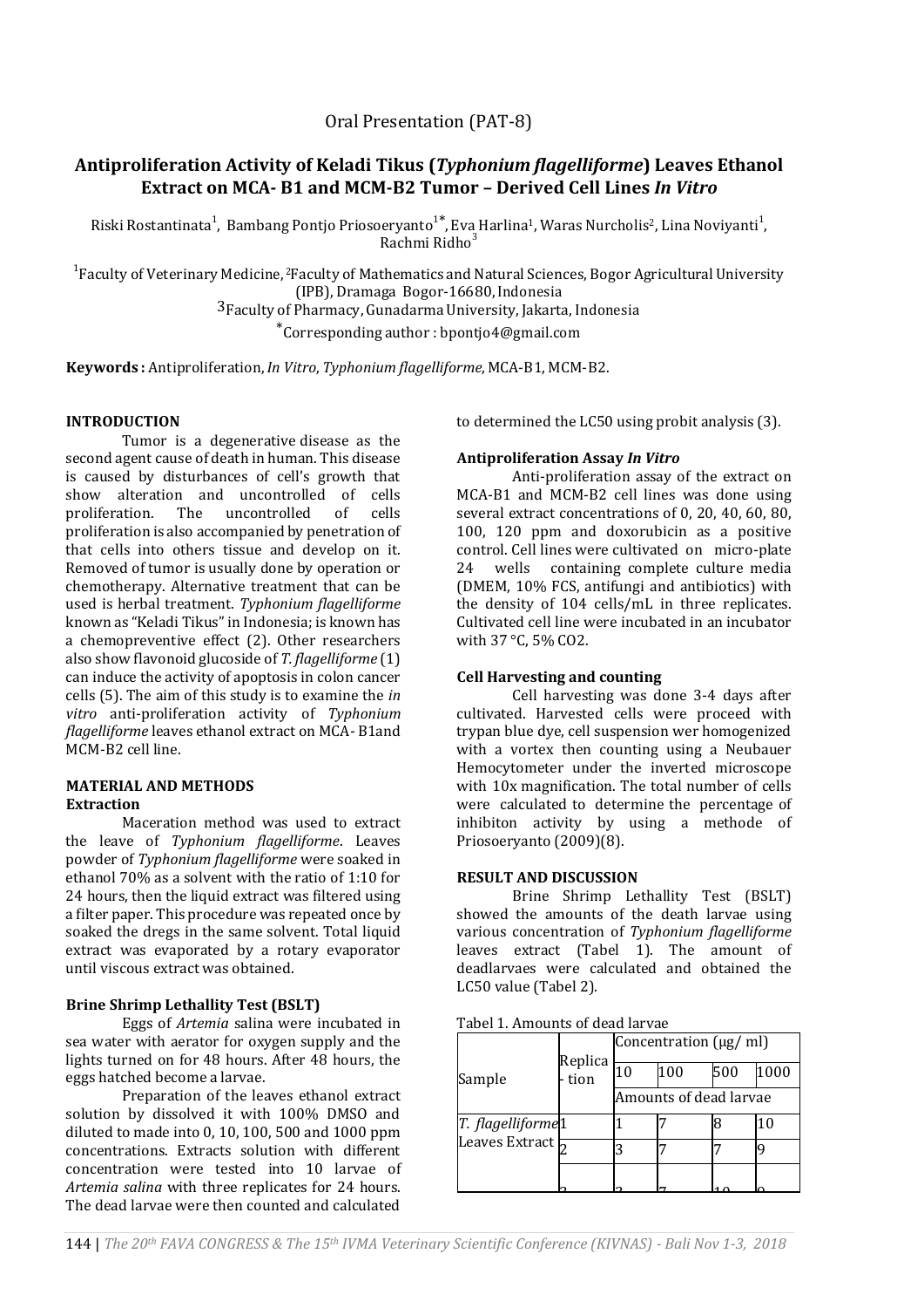Oral Presentation (PAT-8)

# Antiproliferation Activity of Keladi Tikus (*Typhonium flagelliforme*) Leaves Ethanol Extract on MCA- B1 and MCM-B2 Tumor – Derived Cell Lines *In Vitro*

Riski Rostantinata[1], Bambang Pontjo Priosoeryanto[1*], Eva Harlina[1], Waras Nurcholis[2], Lina Noviyanti[1], Rachmi Ridho[3]

[1]Faculty of Veterinary Medicine, [2]Faculty of Mathematics and Natural Sciences, Bogor Agricultural University (IPB), Dramaga Bogor-16680, Indonesia
[3]Faculty of Pharmacy, Gunadarma University, Jakarta, Indonesia
[*]Corresponding author : bpontjo4@gmail.com

**Keywords :** Antiproliferation, *In Vitro*, *Typhonium flagelliforme*, MCA-B1, MCM-B2.

## INTRODUCTION

Tumor is a degenerative disease as the second agent cause of death in human. This disease is caused by disturbances of cell's growth that show alteration and uncontrolled of cells proliferation. The uncontrolled of cells proliferation is also accompanied by penetration of that cells into others tissue and develop on it. Removed of tumor is usually done by operation or chemotherapy. Alternative treatment that can be used is herbal treatment. *Typhonium flagelliforme* known as "Keladi Tikus" in Indonesia; is known has a chemopreventive effect (2). Other researchers also show flavonoid glucoside of *T. flagelliforme* (1) can induce the activity of apoptosis in colon cancer cells (5). The aim of this study is to examine the *in vitro* anti-proliferation activity of *Typhonium flagelliforme* leaves ethanol extract on MCA- B1and MCM-B2 cell line.

## MATERIAL AND METHODS

### Extraction

Maceration method was used to extract the leave of *Typhonium flagelliforme*. Leaves powder of *Typhonium flagelliforme* were soaked in ethanol 70% as a solvent with the ratio of 1:10 for 24 hours, then the liquid extract was filtered using a filter paper. This procedure was repeated once by soaked the dregs in the same solvent. Total liquid extract was evaporated by a rotary evaporator until viscous extract was obtained.

### Brine Shrimp Lethallity Test (BSLT)

Eggs of *Artemia* salina were incubated in sea water with aerator for oxygen supply and the lights turned on for 48 hours. After 48 hours, the eggs hatched become a larvae.

Preparation of the leaves ethanol extract solution by dissolved it with 100% DMSO and diluted to made into 0, 10, 100, 500 and 1000 ppm concentrations. Extracts solution with different concentration were tested into 10 larvae of *Artemia salina* with three replicates for 24 hours. The dead larvae were then counted and calculated to determined the LC50 using probit analysis (3).

### Antiproliferation Assay *In Vitro*

Anti-proliferation assay of the extract on MCA-B1 and MCM-B2 cell lines was done using several extract concentrations of 0, 20, 40, 60, 80, 100, 120 ppm and doxorubicin as a positive control. Cell lines were cultivated on micro-plate 24 wells containing complete culture media (DMEM, 10% FCS, antifungi and antibiotics) with the density of 104 cells/mL in three replicates. Cultivated cell line were incubated in an incubator with 37 °C, 5% CO2.

### Cell Harvesting and counting

Cell harvesting was done 3-4 days after cultivated. Harvested cells were proceed with trypan blue dye, cell suspension wer homogenized with a vortex then counting using a Neubauer Hemocytometer under the inverted microscope with 10x magnification. The total number of cells were calculated to determine the percentage of inhibiton activity by using a methode of Priosoeryanto (2009)(8).

## RESULT AND DISCUSSION

Brine Shrimp Lethallity Test (BSLT) showed the amounts of the death larvae using various concentration of *Typhonium flagelliforme* leaves extract (Tabel 1). The amount of deadlarvaes were calculated and obtained the LC50 value (Tabel 2).

Tabel 1. Amounts of dead larvae

| Sample | Replica- tion | Concentration (µg/ ml) | | | |
|---|---|---|---|---|---|
| | | 10 | 100 | 500 | 1000 |
| | | Amounts of dead larvae | | | |
| *T. flagelliforme* Leaves Extract | 1 | 1 | 7 | 8 | 10 |
| | 2 | 3 | 7 | 7 | 9 |
| | 3 | 3 | 7 | 10 | 9 |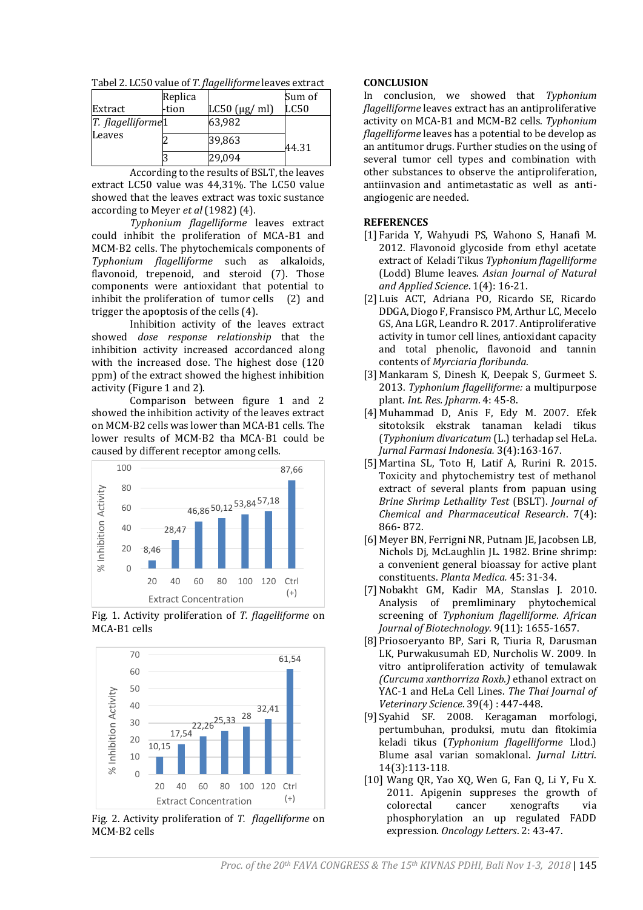Tabel 2. LC50 value of *T. flagelliforme* leaves extract

| Extract | Replica -tion | LC50 (μg/ ml) | Sum of LC50 |
|---|---|---|---|
| *T. flagelliforme* Leaves | 1 | 63,982 | 44.31 |
| | 2 | 39,863 | |
| | 3 | 29,094 | |

According to the results of BSLT, the leaves extract LC50 value was 44,31%. The LC50 value showed that the leaves extract was toxic sustance according to Meyer *et al* (1982) (4).

*Typhonium flagelliforme* leaves extract could inhibit the proliferation of MCA-B1 and MCM-B2 cells. The phytochemicals components of *Typhonium flagelliforme* such as alkaloids, flavonoid, trepenoid, and steroid (7). Those components were antioxidant that potential to inhibit the proliferation of tumor cells (2) and trigger the apoptosis of the cells (4).

Inhibition activity of the leaves extract showed *dose response relationship* that the inhibition activity increased accordanced along with the increased dose. The highest dose (120 ppm) of the extract showed the highest inhibition activity (Figure 1 and 2).

Comparison between figure 1 and 2 showed the inhibition activity of the leaves extract on MCM-B2 cells was lower than MCA-B1 cells. The lower results of MCM-B2 tha MCA-B1 could be caused by different receptor among cells.

% Inhibition Activity
100
80
60
40
20
0
8,46
28,47
46,86
50,12
53,84
57,18
87,66
20 40 60 80 100 120 Ctrl (+)
Extract Concentration

Fig. 1. Activity proliferation of *T. flagelliforme* on MCA-B1 cells

% Inhibition Activity
70
60
50
40
30
20
10
0
10,15
17,54
22,26
25,33
28
32,41
61,54
20 40 60 80 100 120 Ctrl (+)
Extract Concentration

Fig. 2. Activity proliferation of *T. flagelliforme* on MCM-B2 cells

**CONCLUSION**

In conclusion, we showed that *Typhonium flagelliforme* leaves extract has an antiproliferative activity on MCA-B1 and MCM-B2 cells. *Typhonium flagelliforme* leaves has a potential to be develop as an antitumor drugs. Further studies on the using of several tumor cell types and combination with other substances to observe the antiproliferation, antiinvasion and antimetastatic as well as anti-angiogenic are needed.

**REFERENCES**

[1] Farida Y, Wahyudi PS, Wahono S, Hanafi M. 2012. Flavonoid glycoside from ethyl acetate extract of Keladi Tikus *Typhonium flagelliforme* (Lodd) Blume leaves. *Asian Journal of Natural and Applied Science*. 1(4): 16-21.

[2] Luis ACT, Adriana PO, Ricardo SE, Ricardo DDGA, Diogo F, Fransisco PM, Arthur LC, Mecelo GS, Ana LGR, Leandro R. 2017. Antiproliferative activity in tumor cell lines, antioxidant capacity and total phenolic, flavonoid and tannin contents of *Myrciaria floribunda*.

[3] Mankaram S, Dinesh K, Deepak S, Gurmeet S. 2013. *Typhonium flagelliforme:* a multipurpose plant. *Int. Res. Jpharm*. 4: 45-8.

[4] Muhammad D, Anis F, Edy M. 2007. Efek sitotoksik ekstrak tanaman keladi tikus (*Typhonium divaricatum* (L.) terhadap sel HeLa. *Jurnal Farmasi Indonesia*. 3(4):163-167.

[5] Martina SL, Toto H, Latif A, Rurini R. 2015. Toxicity and phytochemistry test of methanol extract of several plants from papuan using *Brine Shrimp Lethallity Test* (BSLT). *Journal of Chemical and Pharmaceutical Research*. 7(4): 866- 872.

[6] Meyer BN, Ferrigni NR, Putnam JE, Jacobsen LB, Nichols Dj, McLaughlin JL. 1982. Brine shrimp: a convenient general bioassay for active plant constituents. *Planta Medica.* 45: 31-34.

[7] Nobakht GM, Kadir MA, Stanslas J. 2010. Analysis of premliminary phytochemical screening of *Typhonium flagelliforme*. *African Journal of Biotechnology.* 9(11): 1655-1657.

[8] Priosoeryanto BP, Sari R, Tiuria R, Darusman LK, Purwakusumah ED, Nurcholis W. 2009. In vitro antiproliferation activity of temulawak *(Curcuma xanthorriza Roxb.)* ethanol extract on YAC-1 and HeLa Cell Lines. *The Thai Journal of Veterinary Science*. 39(4) : 447-448.

[9] Syahid SF. 2008. Keragaman morfologi, pertumbuhan, produksi, mutu dan fitokimia keladi tikus (*Typhonium flagelliforme* Llod.) Blume asal varian somaklonal. *Jurnal Littri*. 14(3):113-118.

[10] Wang QR, Yao XQ, Wen G, Fan Q, Li Y, Fu X. 2011. Apigenin suppreses the growth of colorectal cancer xenografts via phosphorylation an up regulated FADD expression. *Oncology Letters*. 2: 43-47.